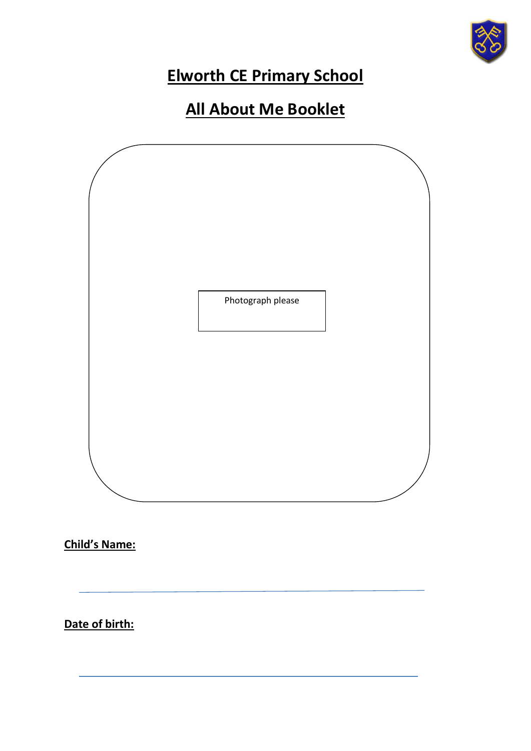# Elworth CE Primary School

## All About Me Booklet

Photograph please

**Child's Name:**

______________________________________________

**Date of birth:**

______________________________________________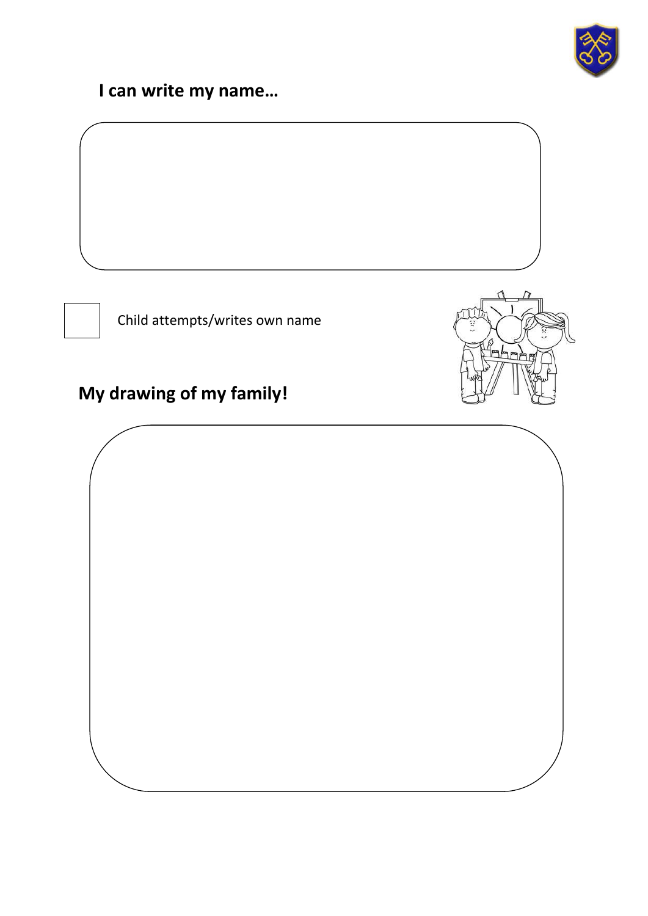## I can write my name…

☐ Child attempts/writes own name

## My drawing of my family!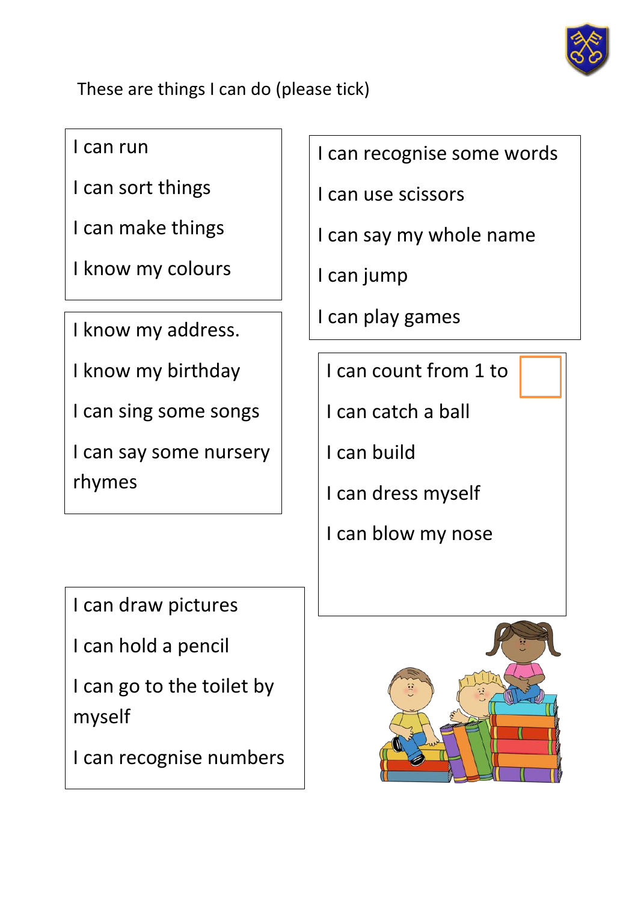These are things I can do (please tick)

I can run

I can sort things

I can make things

I know my colours

I know my address.

I know my birthday

I can sing some songs

I can say some nursery rhymes

I can recognise some words

I can use scissors

I can say my whole name

I can jump

I can play games

I can count from 1 to

I can catch a ball

I can build

I can dress myself

I can blow my nose

I can draw pictures

I can hold a pencil

I can go to the toilet by myself

I can recognise numbers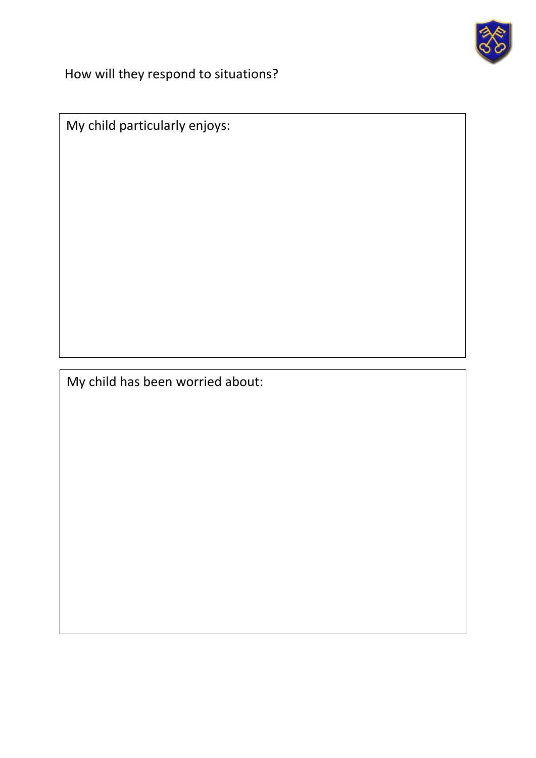How will they respond to situations?

My child particularly enjoys:

My child has been worried about: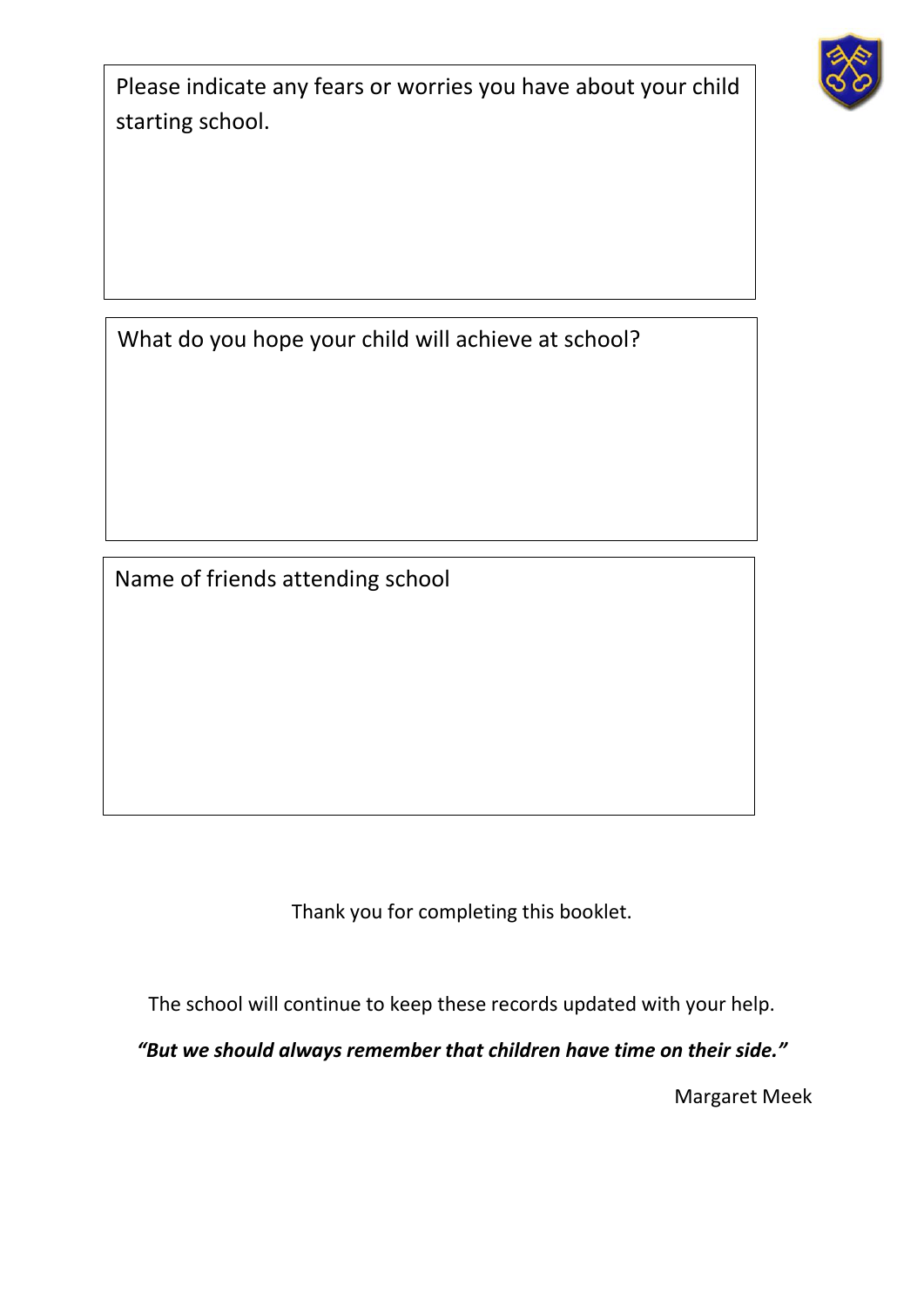Please indicate any fears or worries you have about your child starting school.

What do you hope your child will achieve at school?

Name of friends attending school

Thank you for completing this booklet.

The school will continue to keep these records updated with your help.

***"But we should always remember that children have time on their side."***

Margaret Meek